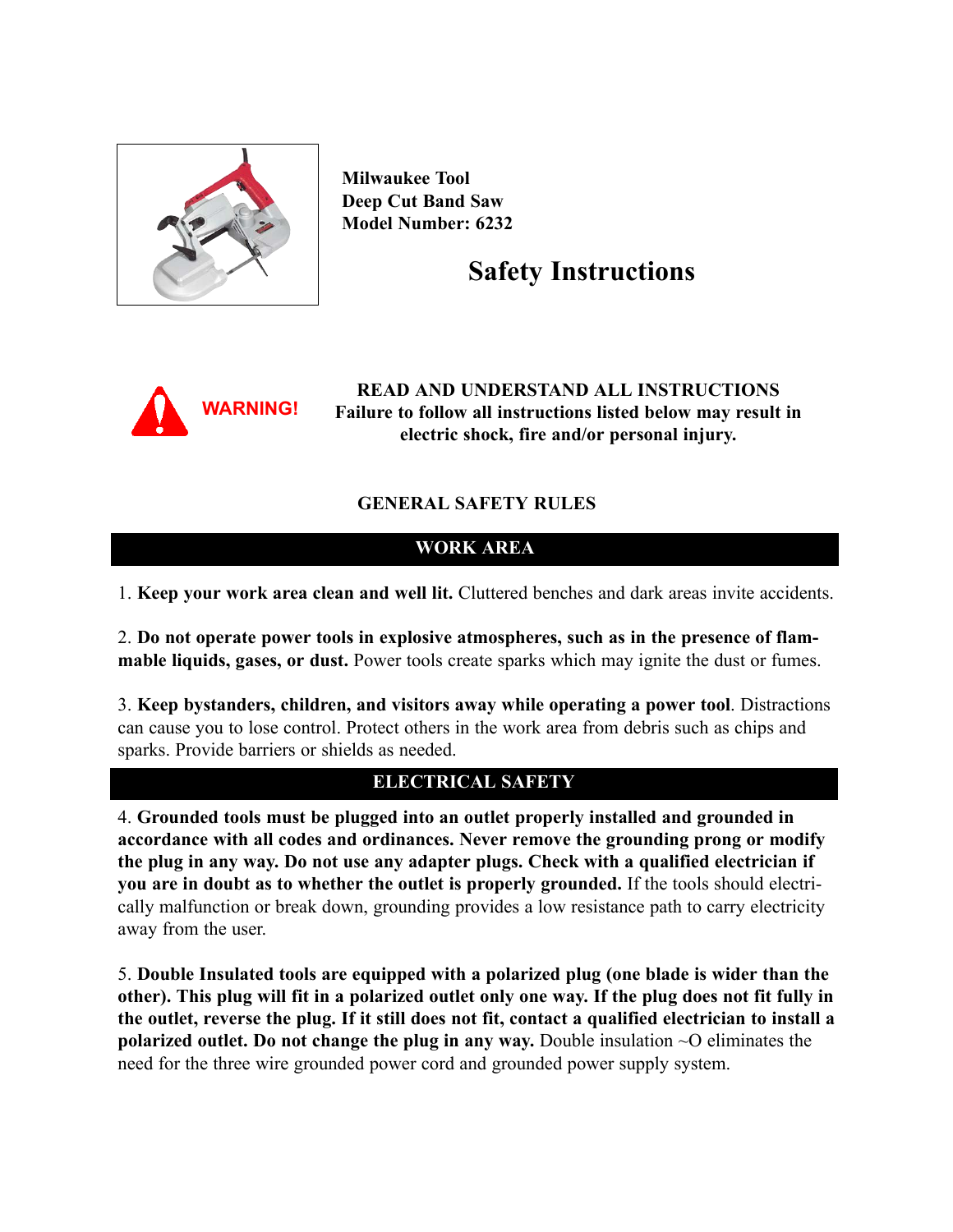**Milwaukee Tool**
**Deep Cut Band Saw**
**Model Number: 6232**

# Safety Instructions

**WARNING!**

**READ AND UNDERSTAND ALL INSTRUCTIONS**
**Failure to follow all instructions listed below may result in electric shock, fire and/or personal injury.**

## GENERAL SAFETY RULES

### WORK AREA

1. **Keep your work area clean and well lit.** Cluttered benches and dark areas invite accidents.

2. **Do not operate power tools in explosive atmospheres, such as in the presence of flammable liquids, gases, or dust.** Power tools create sparks which may ignite the dust or fumes.

3. **Keep bystanders, children, and visitors away while operating a power tool**. Distractions can cause you to lose control. Protect others in the work area from debris such as chips and sparks. Provide barriers or shields as needed.

### ELECTRICAL SAFETY

4. **Grounded tools must be plugged into an outlet properly installed and grounded in accordance with all codes and ordinances. Never remove the grounding prong or modify the plug in any way. Do not use any adapter plugs. Check with a qualified electrician if you are in doubt as to whether the outlet is properly grounded.** If the tools should electrically malfunction or break down, grounding provides a low resistance path to carry electricity away from the user.

5. **Double Insulated tools are equipped with a polarized plug (one blade is wider than the other). This plug will fit in a polarized outlet only one way. If the plug does not fit fully in the outlet, reverse the plug. If it still does not fit, contact a qualified electrician to install a polarized outlet. Do not change the plug in any way.** Double insulation ~O eliminates the need for the three wire grounded power cord and grounded power supply system.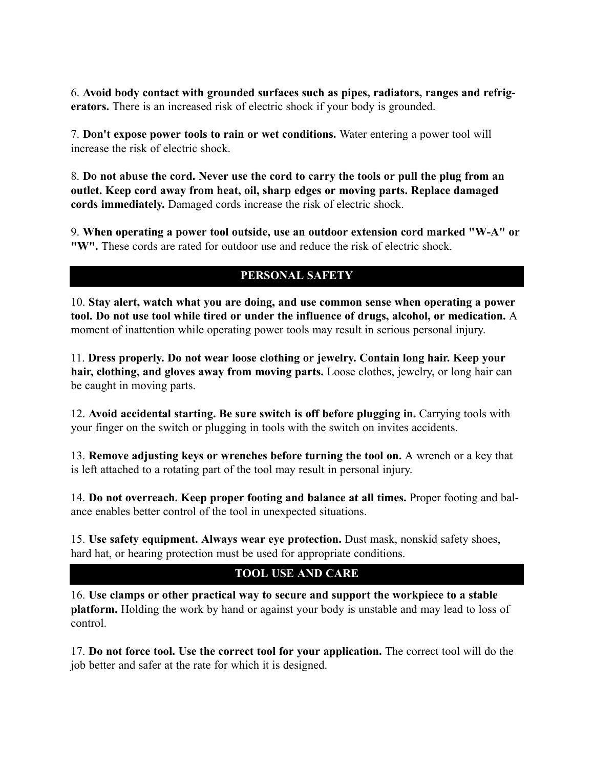6. **Avoid body contact with grounded surfaces such as pipes, radiators, ranges and refrigerators.** There is an increased risk of electric shock if your body is grounded.

7. **Don't expose power tools to rain or wet conditions.** Water entering a power tool will increase the risk of electric shock.

8. **Do not abuse the cord. Never use the cord to carry the tools or pull the plug from an outlet. Keep cord away from heat, oil, sharp edges or moving parts. Replace damaged cords immediately.** Damaged cords increase the risk of electric shock.

9. **When operating a power tool outside, use an outdoor extension cord marked "W-A" or "W".** These cords are rated for outdoor use and reduce the risk of electric shock.

## PERSONAL SAFETY

10. **Stay alert, watch what you are doing, and use common sense when operating a power tool. Do not use tool while tired or under the influence of drugs, alcohol, or medication.** A moment of inattention while operating power tools may result in serious personal injury.

11. **Dress properly. Do not wear loose clothing or jewelry. Contain long hair. Keep your hair, clothing, and gloves away from moving parts.** Loose clothes, jewelry, or long hair can be caught in moving parts.

12. **Avoid accidental starting. Be sure switch is off before plugging in.** Carrying tools with your finger on the switch or plugging in tools with the switch on invites accidents.

13. **Remove adjusting keys or wrenches before turning the tool on.** A wrench or a key that is left attached to a rotating part of the tool may result in personal injury.

14. **Do not overreach. Keep proper footing and balance at all times.** Proper footing and balance enables better control of the tool in unexpected situations.

15. **Use safety equipment. Always wear eye protection.** Dust mask, nonskid safety shoes, hard hat, or hearing protection must be used for appropriate conditions.

## TOOL USE AND CARE

16. **Use clamps or other practical way to secure and support the workpiece to a stable platform.** Holding the work by hand or against your body is unstable and may lead to loss of control.

17. **Do not force tool. Use the correct tool for your application.** The correct tool will do the job better and safer at the rate for which it is designed.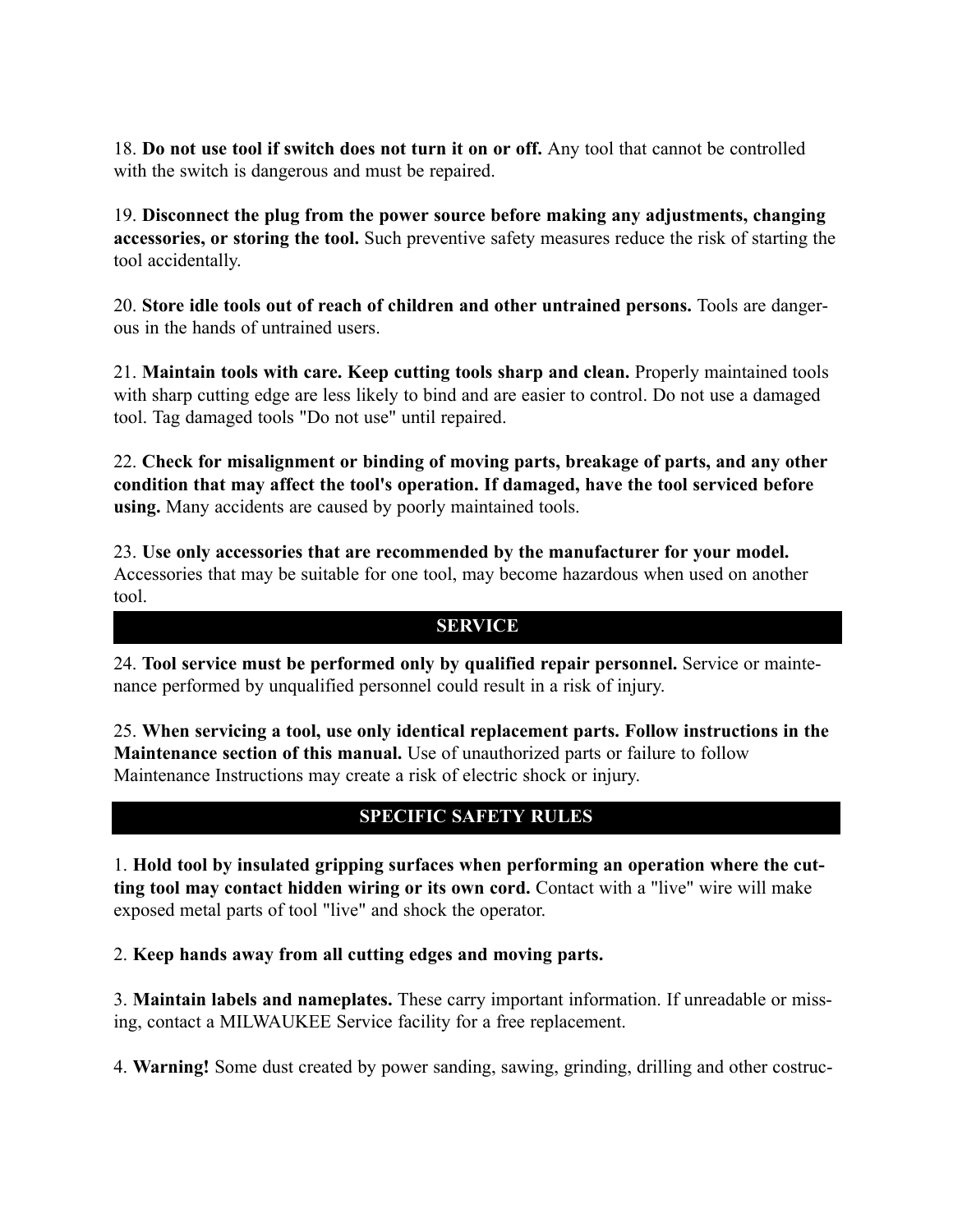18. **Do not use tool if switch does not turn it on or off.** Any tool that cannot be controlled with the switch is dangerous and must be repaired.

19. **Disconnect the plug from the power source before making any adjustments, changing accessories, or storing the tool.** Such preventive safety measures reduce the risk of starting the tool accidentally.

20. **Store idle tools out of reach of children and other untrained persons.** Tools are dangerous in the hands of untrained users.

21. **Maintain tools with care. Keep cutting tools sharp and clean.** Properly maintained tools with sharp cutting edge are less likely to bind and are easier to control. Do not use a damaged tool. Tag damaged tools "Do not use" until repaired.

22. **Check for misalignment or binding of moving parts, breakage of parts, and any other condition that may affect the tool's operation. If damaged, have the tool serviced before using.** Many accidents are caused by poorly maintained tools.

23. **Use only accessories that are recommended by the manufacturer for your model.** Accessories that may be suitable for one tool, may become hazardous when used on another tool.

## SERVICE

24. **Tool service must be performed only by qualified repair personnel.** Service or maintenance performed by unqualified personnel could result in a risk of injury.

25. **When servicing a tool, use only identical replacement parts. Follow instructions in the Maintenance section of this manual.** Use of unauthorized parts or failure to follow Maintenance Instructions may create a risk of electric shock or injury.

## SPECIFIC SAFETY RULES

1. **Hold tool by insulated gripping surfaces when performing an operation where the cutting tool may contact hidden wiring or its own cord.** Contact with a "live" wire will make exposed metal parts of tool "live" and shock the operator.

2. **Keep hands away from all cutting edges and moving parts.**

3. **Maintain labels and nameplates.** These carry important information. If unreadable or missing, contact a MILWAUKEE Service facility for a free replacement.

4. **Warning!** Some dust created by power sanding, sawing, grinding, drilling and other costruc-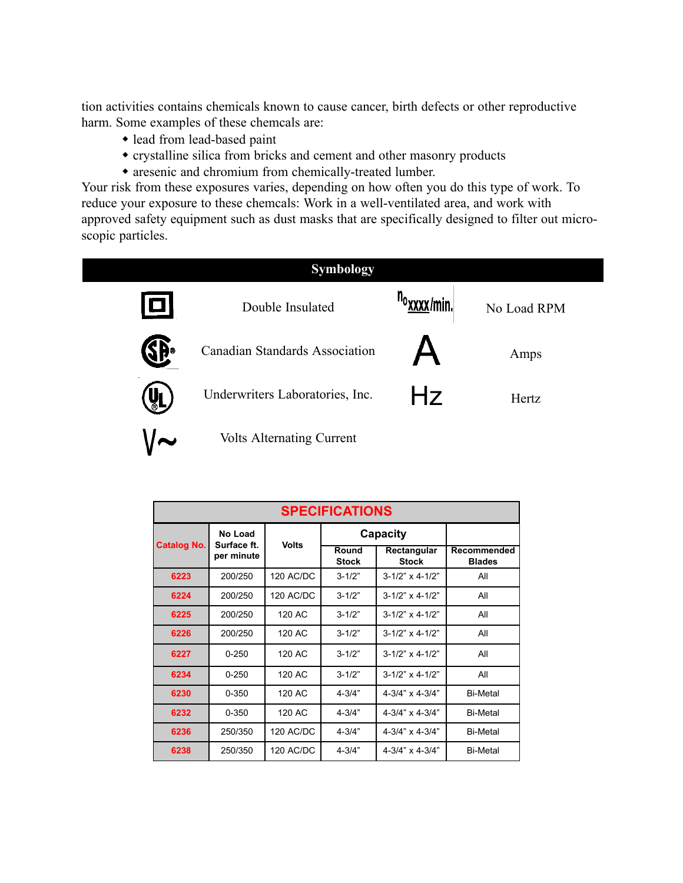tion activities contains chemicals known to cause cancer, birth defects or other reproductive harm. Some examples of these chemcals are:

- lead from lead-based paint
- crystalline silica from bricks and cement and other masonry products
- aresenic and chromium from chemically-treated lumber.

Your risk from these exposures varies, depending on how often you do this type of work. To reduce your exposure to these chemcals: Work in a well-ventilated area, and work with approved safety equipment such as dust masks that are specifically designed to filter out microscopic particles.

## Symbology

| Symbol | Meaning | Symbol | Meaning |
|---|---|---|---|
| ⧈ | Double Insulated | $n_o$ xxxx/min. | No Load RPM |
| SP | Canadian Standards Association | A | Amps |
| UL | Underwriters Laboratories, Inc. | Hz | Hertz |
| V~ | Volts Alternating Current | | |

## SPECIFICATIONS

| Catalog No. | No Load Surface ft. per minute | Volts | Capacity | | Recommended Blades |
|---|---|---|---|---|---|
| | | | Round Stock | Rectangular Stock | |
| 6223 | 200/250 | 120 AC/DC | 3-1/2" | 3-1/2" x 4-1/2" | All |
| 6224 | 200/250 | 120 AC/DC | 3-1/2" | 3-1/2" x 4-1/2" | All |
| 6225 | 200/250 | 120 AC | 3-1/2" | 3-1/2" x 4-1/2" | All |
| 6226 | 200/250 | 120 AC | 3-1/2" | 3-1/2" x 4-1/2" | All |
| 6227 | 0-250 | 120 AC | 3-1/2" | 3-1/2" x 4-1/2" | All |
| 6234 | 0-250 | 120 AC | 3-1/2" | 3-1/2" x 4-1/2" | All |
| 6230 | 0-350 | 120 AC | 4-3/4" | 4-3/4" x 4-3/4" | Bi-Metal |
| 6232 | 0-350 | 120 AC | 4-3/4" | 4-3/4" x 4-3/4" | Bi-Metal |
| 6236 | 250/350 | 120 AC/DC | 4-3/4" | 4-3/4" x 4-3/4" | Bi-Metal |
| 6238 | 250/350 | 120 AC/DC | 4-3/4" | 4-3/4" x 4-3/4" | Bi-Metal |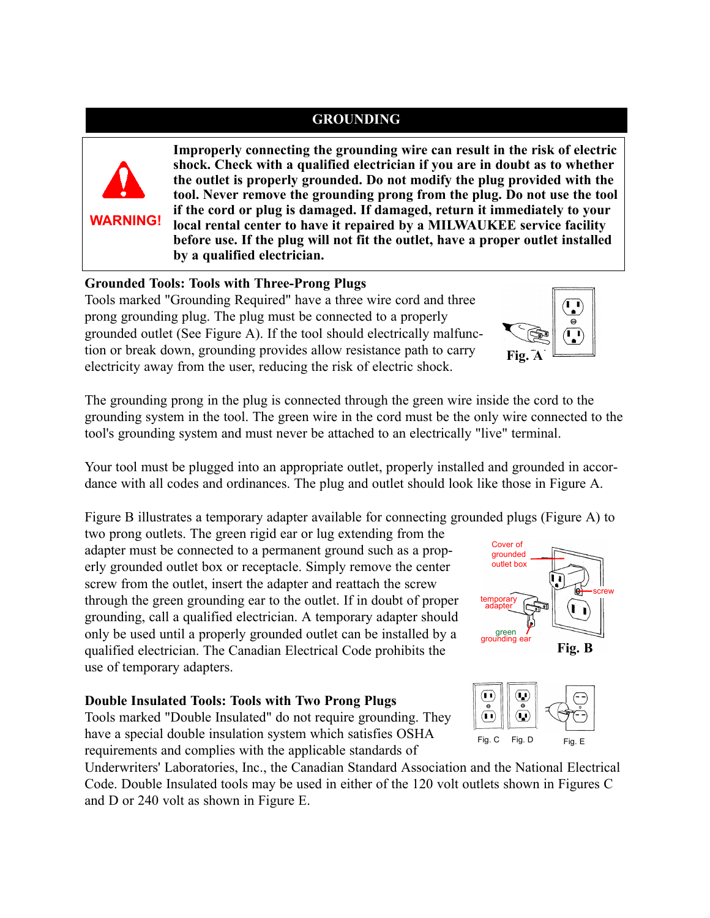## GROUNDING

**WARNING!**

**Improperly connecting the grounding wire can result in the risk of electric shock. Check with a qualified electrician if you are in doubt as to whether the outlet is properly grounded. Do not modify the plug provided with the tool. Never remove the grounding prong from the plug. Do not use the tool if the cord or plug is damaged. If damaged, return it immediately to your local rental center to have it repaired by a MILWAUKEE service facility before use. If the plug will not fit the outlet, have a proper outlet installed by a qualified electrician.**

### Grounded Tools: Tools with Three-Prong Plugs

Tools marked "Grounding Required" have a three wire cord and three prong grounding plug. The plug must be connected to a properly grounded outlet (See Figure A). If the tool should electrically malfunction or break down, grounding provides allow resistance path to carry electricity away from the user, reducing the risk of electric shock.

Fig. A

The grounding prong in the plug is connected through the green wire inside the cord to the grounding system in the tool. The green wire in the cord must be the only wire connected to the tool's grounding system and must never be attached to an electrically "live" terminal.

Your tool must be plugged into an appropriate outlet, properly installed and grounded in accordance with all codes and ordinances. The plug and outlet should look like those in Figure A.

Figure B illustrates a temporary adapter available for connecting grounded plugs (Figure A) to two prong outlets. The green rigid ear or lug extending from the adapter must be connected to a permanent ground such as a properly grounded outlet box or receptacle. Simply remove the center screw from the outlet, insert the adapter and reattach the screw through the green grounding ear to the outlet. If in doubt of proper grounding, call a qualified electrician. A temporary adapter should only be used until a properly grounded outlet can be installed by a qualified electrician. The Canadian Electrical Code prohibits the use of temporary adapters.

Cover of grounded outlet box — screw — temporary adapter — green grounding ear

Fig. B

### Double Insulated Tools: Tools with Two Prong Plugs

Tools marked "Double Insulated" do not require grounding. They have a special double insulation system which satisfies OSHA requirements and complies with the applicable standards of Underwriters' Laboratories, Inc., the Canadian Standard Association and the National Electrical Code. Double Insulated tools may be used in either of the 120 volt outlets shown in Figures C and D or 240 volt as shown in Figure E.

Fig. C Fig. D Fig. E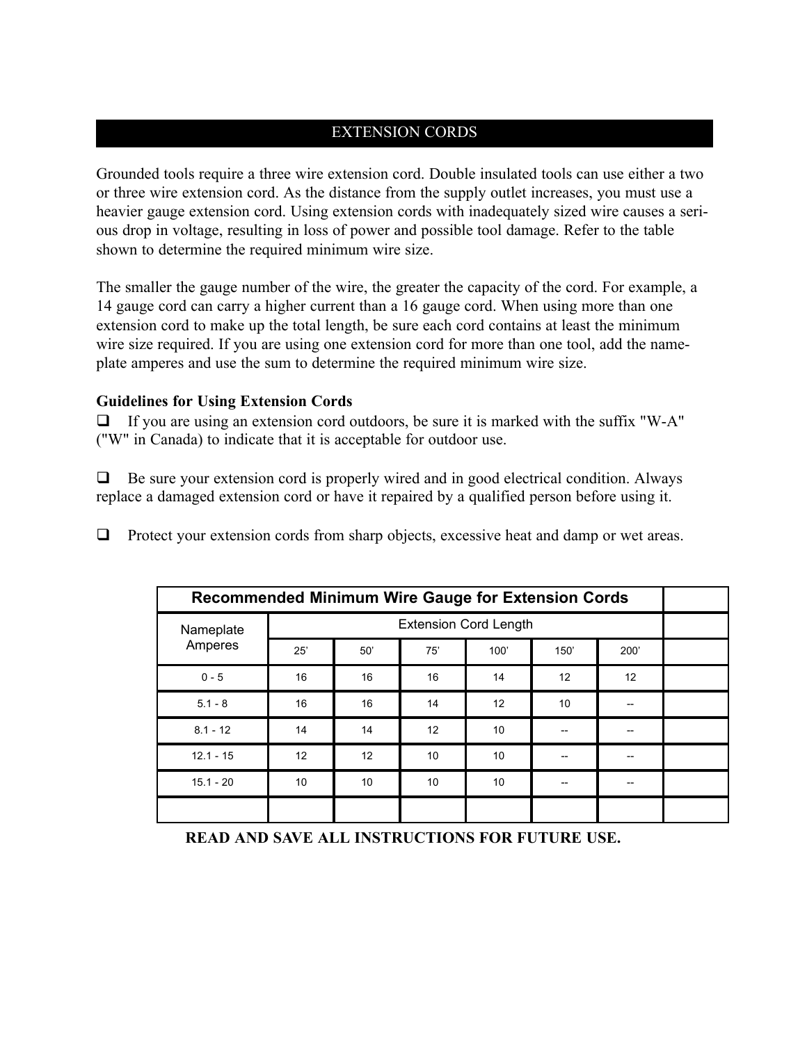## EXTENSION CORDS

Grounded tools require a three wire extension cord. Double insulated tools can use either a two or three wire extension cord. As the distance from the supply outlet increases, you must use a heavier gauge extension cord. Using extension cords with inadequately sized wire causes a serious drop in voltage, resulting in loss of power and possible tool damage. Refer to the table shown to determine the required minimum wire size.

The smaller the gauge number of the wire, the greater the capacity of the cord. For example, a 14 gauge cord can carry a higher current than a 16 gauge cord. When using more than one extension cord to make up the total length, be sure each cord contains at least the minimum wire size required. If you are using one extension cord for more than one tool, add the nameplate amperes and use the sum to determine the required minimum wire size.

**Guidelines for Using Extension Cords**

- If you are using an extension cord outdoors, be sure it is marked with the suffix "W-A" ("W" in Canada) to indicate that it is acceptable for outdoor use.

- Be sure your extension cord is properly wired and in good electrical condition. Always replace a damaged extension cord or have it repaired by a qualified person before using it.

- Protect your extension cords from sharp objects, excessive heat and damp or wet areas.

**Recommended Minimum Wire Gauge for Extension Cords**

| Nameplate Amperes | Extension Cord Length | | | | | |
|---|---|---|---|---|---|---|
| | 25' | 50' | 75' | 100' | 150' | 200' |
| 0 - 5 | 16 | 16 | 16 | 14 | 12 | 12 |
| 5.1 - 8 | 16 | 16 | 14 | 12 | 10 | -- |
| 8.1 - 12 | 14 | 14 | 12 | 10 | -- | -- |
| 12.1 - 15 | 12 | 12 | 10 | 10 | -- | -- |
| 15.1 - 20 | 10 | 10 | 10 | 10 | -- | -- |

**READ AND SAVE ALL INSTRUCTIONS FOR FUTURE USE.**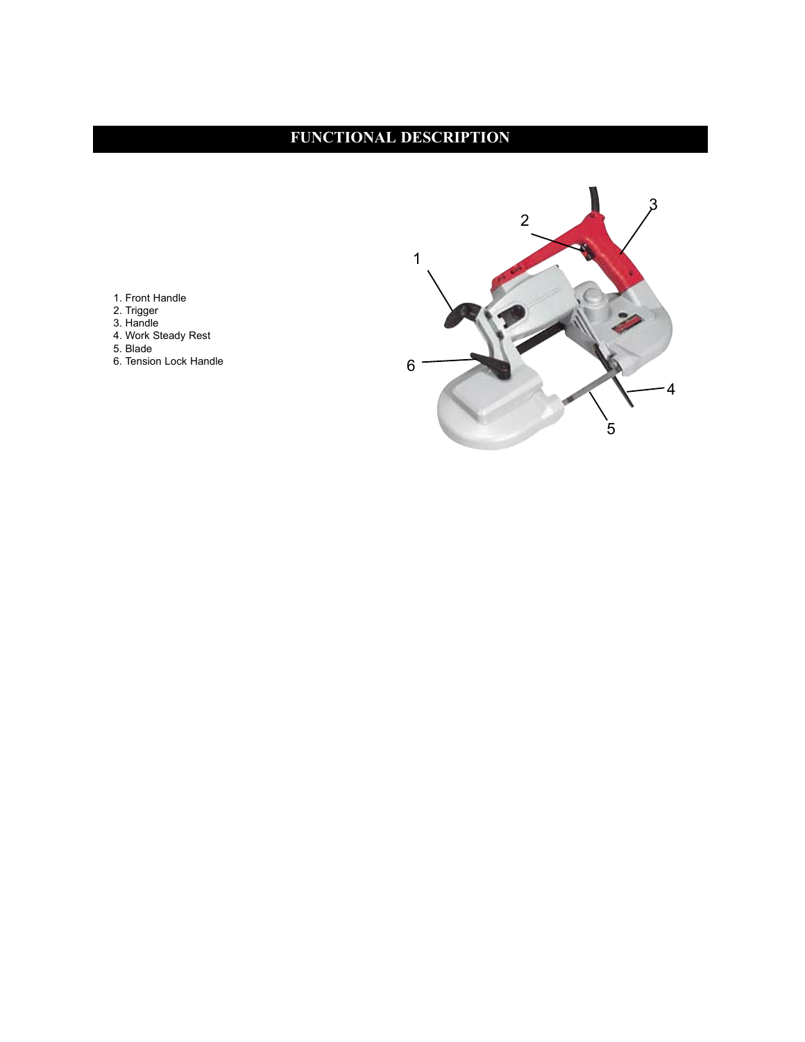# FUNCTIONAL DESCRIPTION

1. Front Handle
2. Trigger
3. Handle
4. Work Steady Rest
5. Blade
6. Tension Lock Handle